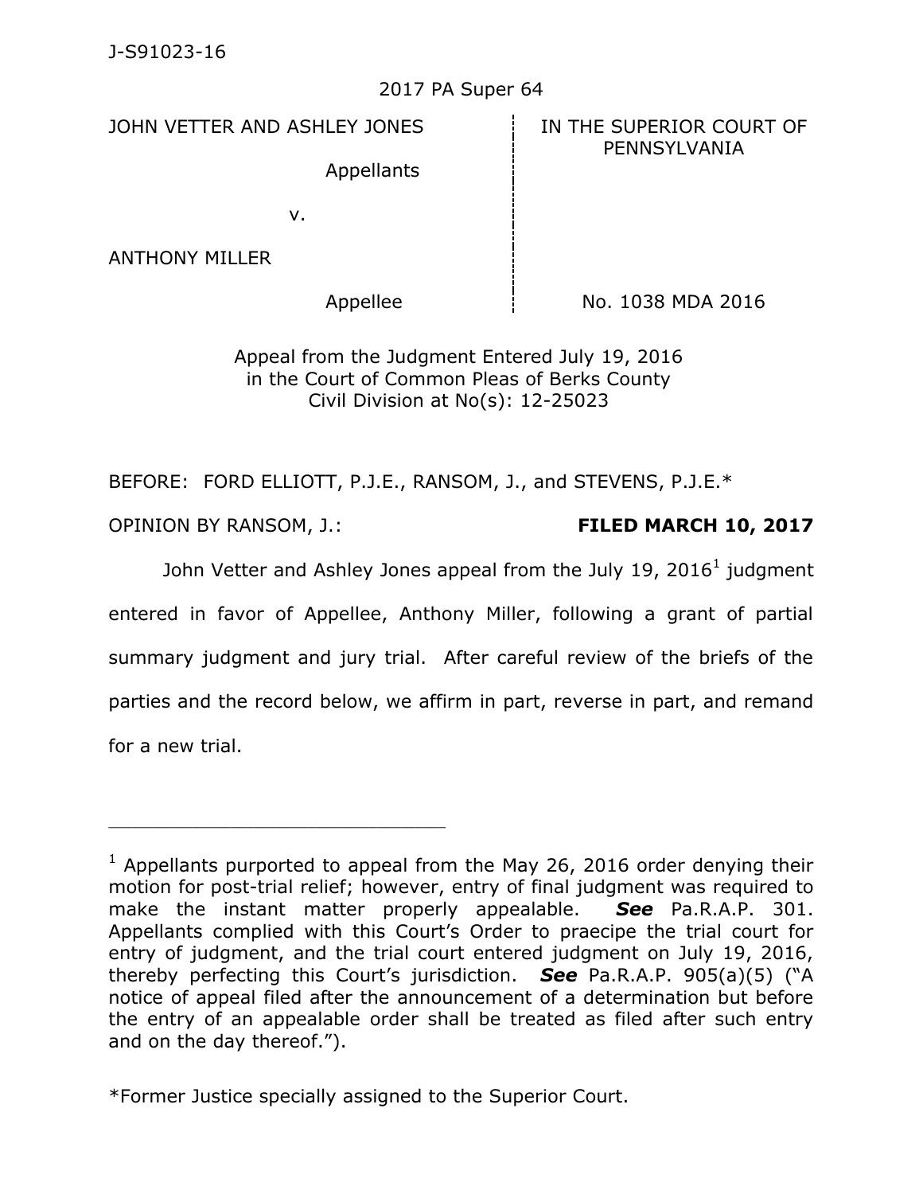J-S91023-16

2017 PA Super 64

| | |
|---|---|
| JOHN VETTER AND ASHLEY JONES<br><br>Appellants<br><br>v.<br><br>ANTHONY MILLER<br><br>Appellee | IN THE SUPERIOR COURT OF PENNSYLVANIA<br><br><br><br><br><br>No. 1038 MDA 2016 |

Appeal from the Judgment Entered July 19, 2016
in the Court of Common Pleas of Berks County
Civil Division at No(s): 12-25023

BEFORE: FORD ELLIOTT, P.J.E., RANSOM, J., and STEVENS, P.J.E.*

OPINION BY RANSOM, J.: **FILED MARCH 10, 2017**

John Vetter and Ashley Jones appeal from the July 19, 2016[1] judgment entered in favor of Appellee, Anthony Miller, following a grant of partial summary judgment and jury trial. After careful review of the briefs of the parties and the record below, we affirm in part, reverse in part, and remand for a new trial.

---

[1] Appellants purported to appeal from the May 26, 2016 order denying their motion for post-trial relief; however, entry of final judgment was required to make the instant matter properly appealable. ***See*** Pa.R.A.P. 301. Appellants complied with this Court's Order to praecipe the trial court for entry of judgment, and the trial court entered judgment on July 19, 2016, thereby perfecting this Court's jurisdiction. ***See*** Pa.R.A.P. 905(a)(5) ("A notice of appeal filed after the announcement of a determination but before the entry of an appealable order shall be treated as filed after such entry and on the day thereof.").

*Former Justice specially assigned to the Superior Court.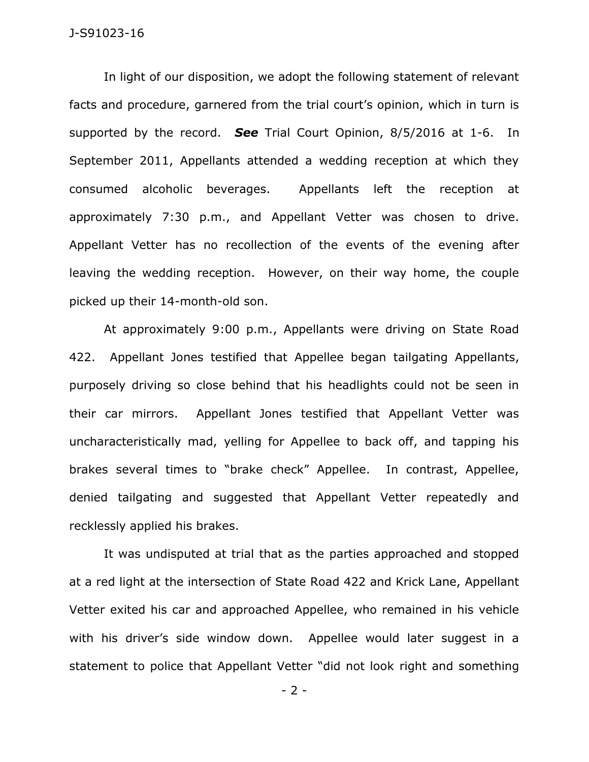In light of our disposition, we adopt the following statement of relevant facts and procedure, garnered from the trial court's opinion, which in turn is supported by the record. ***See*** Trial Court Opinion, 8/5/2016 at 1-6. In September 2011, Appellants attended a wedding reception at which they consumed alcoholic beverages. Appellants left the reception at approximately 7:30 p.m., and Appellant Vetter was chosen to drive. Appellant Vetter has no recollection of the events of the evening after leaving the wedding reception. However, on their way home, the couple picked up their 14-month-old son.

At approximately 9:00 p.m., Appellants were driving on State Road 422. Appellant Jones testified that Appellee began tailgating Appellants, purposely driving so close behind that his headlights could not be seen in their car mirrors. Appellant Jones testified that Appellant Vetter was uncharacteristically mad, yelling for Appellee to back off, and tapping his brakes several times to "brake check" Appellee. In contrast, Appellee, denied tailgating and suggested that Appellant Vetter repeatedly and recklessly applied his brakes.

It was undisputed at trial that as the parties approached and stopped at a red light at the intersection of State Road 422 and Krick Lane, Appellant Vetter exited his car and approached Appellee, who remained in his vehicle with his driver's side window down. Appellee would later suggest in a statement to police that Appellant Vetter "did not look right and something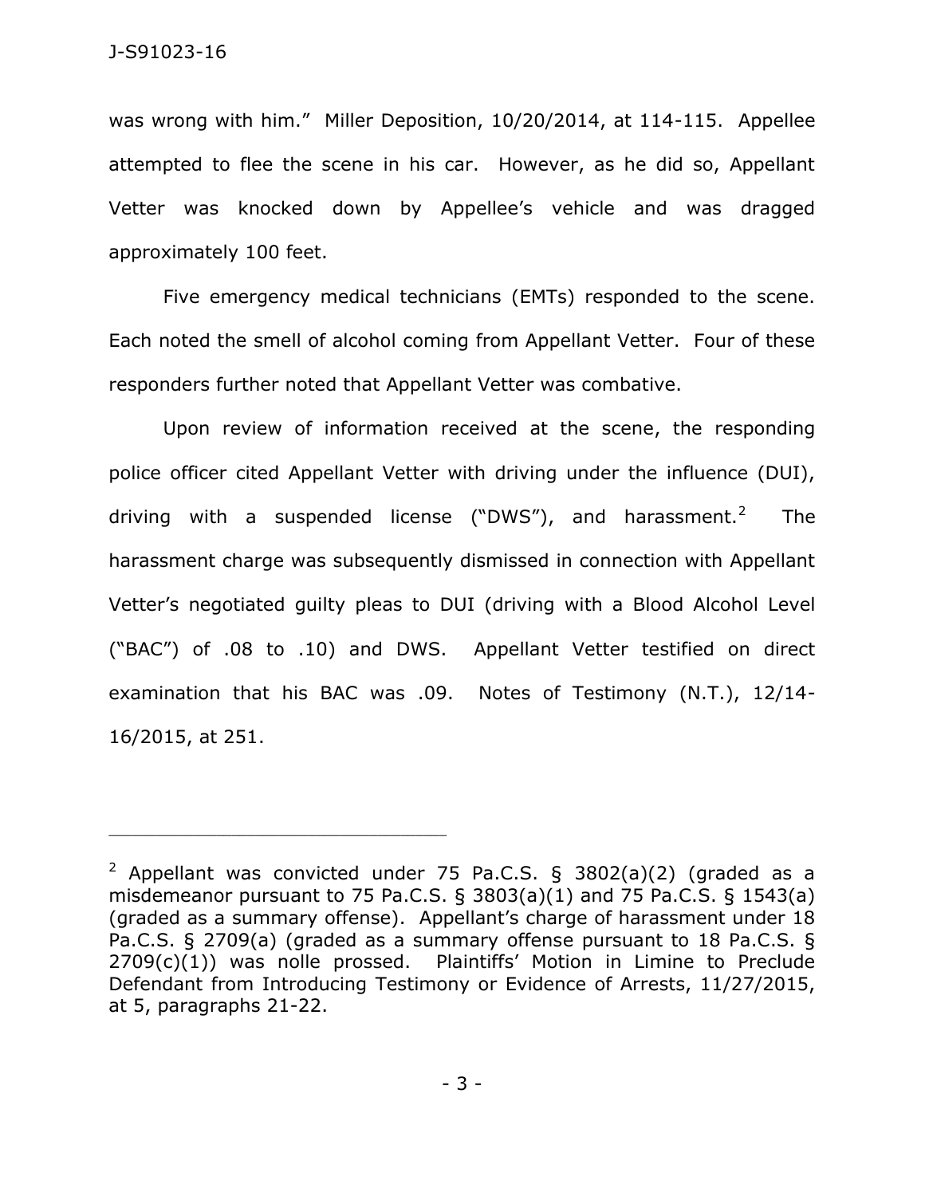was wrong with him." Miller Deposition, 10/20/2014, at 114-115. Appellee attempted to flee the scene in his car. However, as he did so, Appellant Vetter was knocked down by Appellee's vehicle and was dragged approximately 100 feet.

Five emergency medical technicians (EMTs) responded to the scene. Each noted the smell of alcohol coming from Appellant Vetter. Four of these responders further noted that Appellant Vetter was combative.

Upon review of information received at the scene, the responding police officer cited Appellant Vetter with driving under the influence (DUI), driving with a suspended license ("DWS"), and harassment.[2] The harassment charge was subsequently dismissed in connection with Appellant Vetter's negotiated guilty pleas to DUI (driving with a Blood Alcohol Level ("BAC") of .08 to .10) and DWS. Appellant Vetter testified on direct examination that his BAC was .09. Notes of Testimony (N.T.), 12/14-16/2015, at 251.

---

[2] Appellant was convicted under 75 Pa.C.S. § 3802(a)(2) (graded as a misdemeanor pursuant to 75 Pa.C.S. § 3803(a)(1) and 75 Pa.C.S. § 1543(a) (graded as a summary offense). Appellant's charge of harassment under 18 Pa.C.S. § 2709(a) (graded as a summary offense pursuant to 18 Pa.C.S. § 2709(c)(1)) was nolle prossed. Plaintiffs' Motion in Limine to Preclude Defendant from Introducing Testimony or Evidence of Arrests, 11/27/2015, at 5, paragraphs 21-22.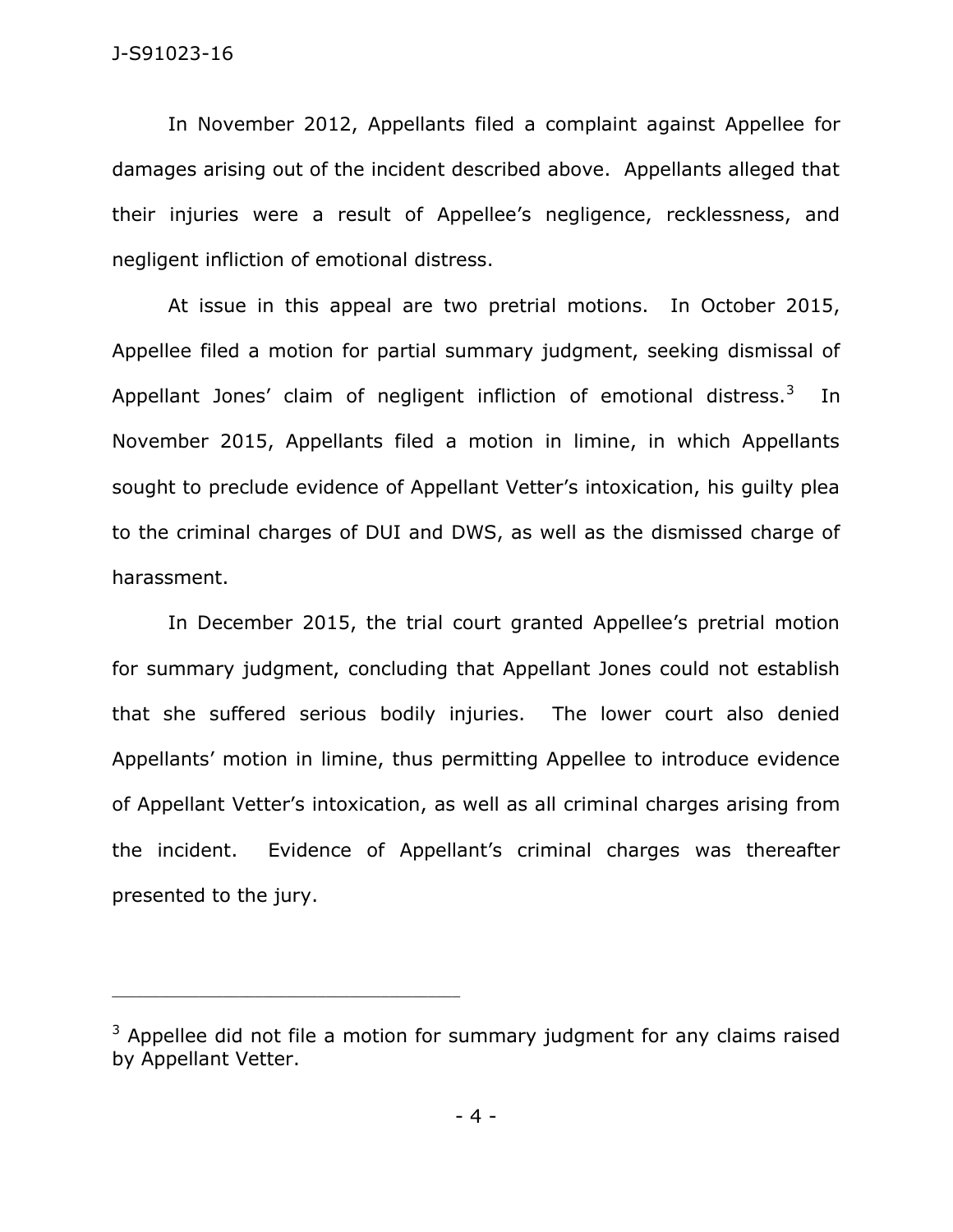In November 2012, Appellants filed a complaint against Appellee for damages arising out of the incident described above. Appellants alleged that their injuries were a result of Appellee's negligence, recklessness, and negligent infliction of emotional distress.

At issue in this appeal are two pretrial motions. In October 2015, Appellee filed a motion for partial summary judgment, seeking dismissal of Appellant Jones' claim of negligent infliction of emotional distress.[3] In November 2015, Appellants filed a motion in limine, in which Appellants sought to preclude evidence of Appellant Vetter's intoxication, his guilty plea to the criminal charges of DUI and DWS, as well as the dismissed charge of harassment.

In December 2015, the trial court granted Appellee's pretrial motion for summary judgment, concluding that Appellant Jones could not establish that she suffered serious bodily injuries. The lower court also denied Appellants' motion in limine, thus permitting Appellee to introduce evidence of Appellant Vetter's intoxication, as well as all criminal charges arising from the incident. Evidence of Appellant's criminal charges was thereafter presented to the jury.

---

[3] Appellee did not file a motion for summary judgment for any claims raised by Appellant Vetter.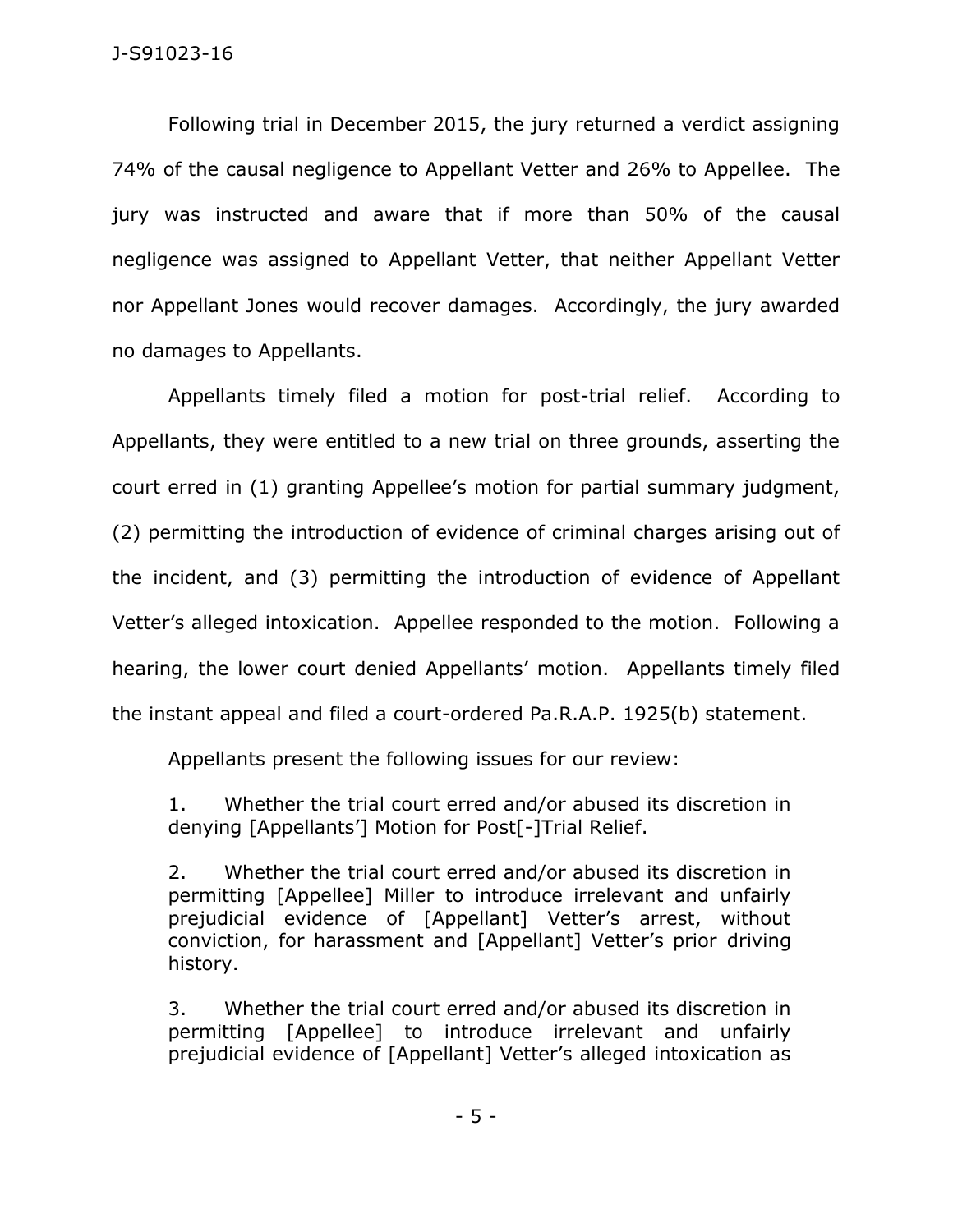Following trial in December 2015, the jury returned a verdict assigning 74% of the causal negligence to Appellant Vetter and 26% to Appellee. The jury was instructed and aware that if more than 50% of the causal negligence was assigned to Appellant Vetter, that neither Appellant Vetter nor Appellant Jones would recover damages. Accordingly, the jury awarded no damages to Appellants.

Appellants timely filed a motion for post-trial relief. According to Appellants, they were entitled to a new trial on three grounds, asserting the court erred in (1) granting Appellee's motion for partial summary judgment, (2) permitting the introduction of evidence of criminal charges arising out of the incident, and (3) permitting the introduction of evidence of Appellant Vetter's alleged intoxication. Appellee responded to the motion. Following a hearing, the lower court denied Appellants' motion. Appellants timely filed the instant appeal and filed a court-ordered Pa.R.A.P. 1925(b) statement.

Appellants present the following issues for our review:

> 1. Whether the trial court erred and/or abused its discretion in denying [Appellants'] Motion for Post[-]Trial Relief.
>
> 2. Whether the trial court erred and/or abused its discretion in permitting [Appellee] Miller to introduce irrelevant and unfairly prejudicial evidence of [Appellant] Vetter's arrest, without conviction, for harassment and [Appellant] Vetter's prior driving history.
>
> 3. Whether the trial court erred and/or abused its discretion in permitting [Appellee] to introduce irrelevant and unfairly prejudicial evidence of [Appellant] Vetter's alleged intoxication as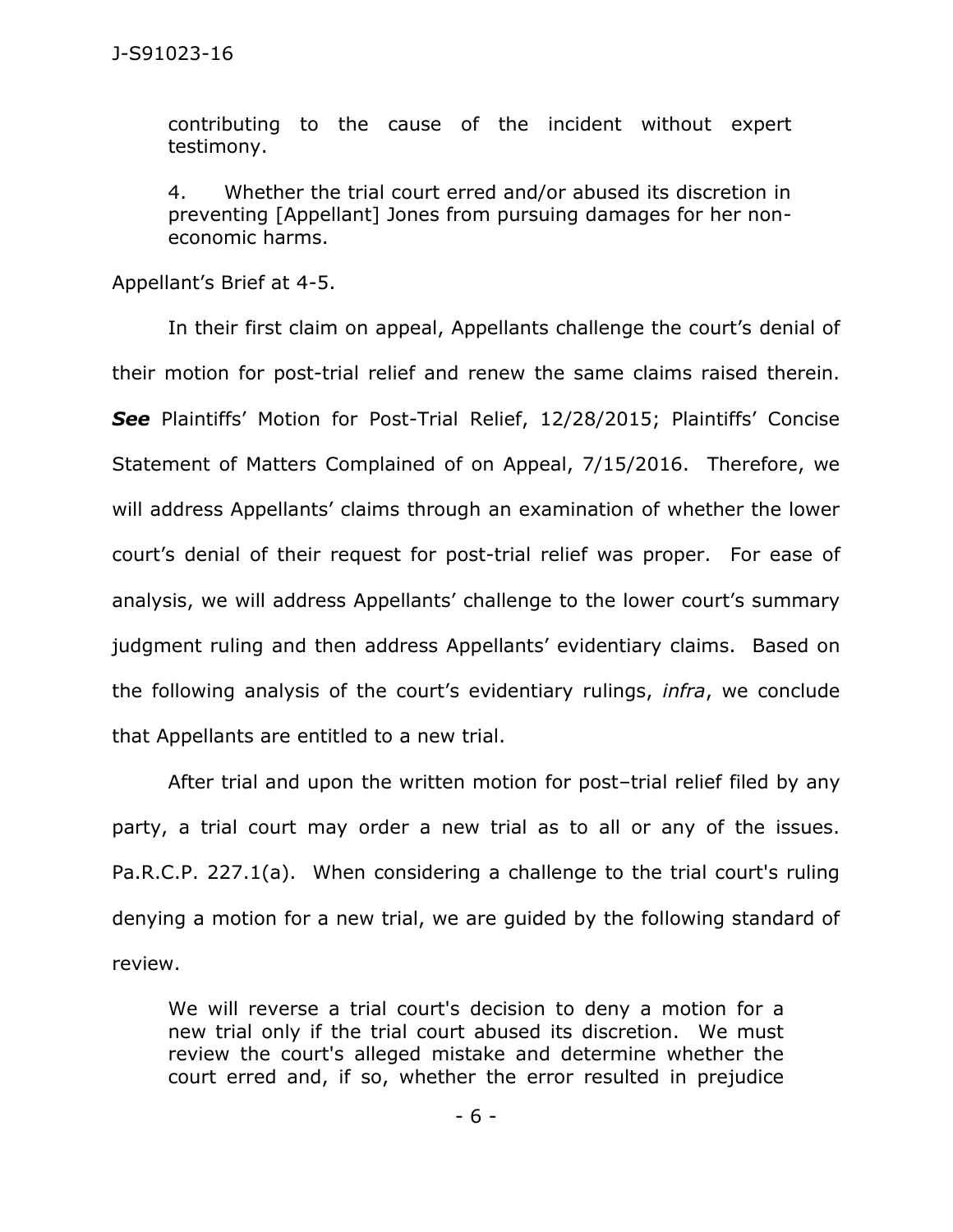contributing to the cause of the incident without expert testimony.

4. Whether the trial court erred and/or abused its discretion in preventing [Appellant] Jones from pursuing damages for her non-economic harms.

Appellant's Brief at 4-5.

In their first claim on appeal, Appellants challenge the court's denial of their motion for post-trial relief and renew the same claims raised therein. ***See*** Plaintiffs' Motion for Post-Trial Relief, 12/28/2015; Plaintiffs' Concise Statement of Matters Complained of on Appeal, 7/15/2016. Therefore, we will address Appellants' claims through an examination of whether the lower court's denial of their request for post-trial relief was proper. For ease of analysis, we will address Appellants' challenge to the lower court's summary judgment ruling and then address Appellants' evidentiary claims. Based on the following analysis of the court's evidentiary rulings, *infra*, we conclude that Appellants are entitled to a new trial.

After trial and upon the written motion for post–trial relief filed by any party, a trial court may order a new trial as to all or any of the issues. Pa.R.C.P. 227.1(a). When considering a challenge to the trial court's ruling denying a motion for a new trial, we are guided by the following standard of review.

> We will reverse a trial court's decision to deny a motion for a new trial only if the trial court abused its discretion. We must review the court's alleged mistake and determine whether the court erred and, if so, whether the error resulted in prejudice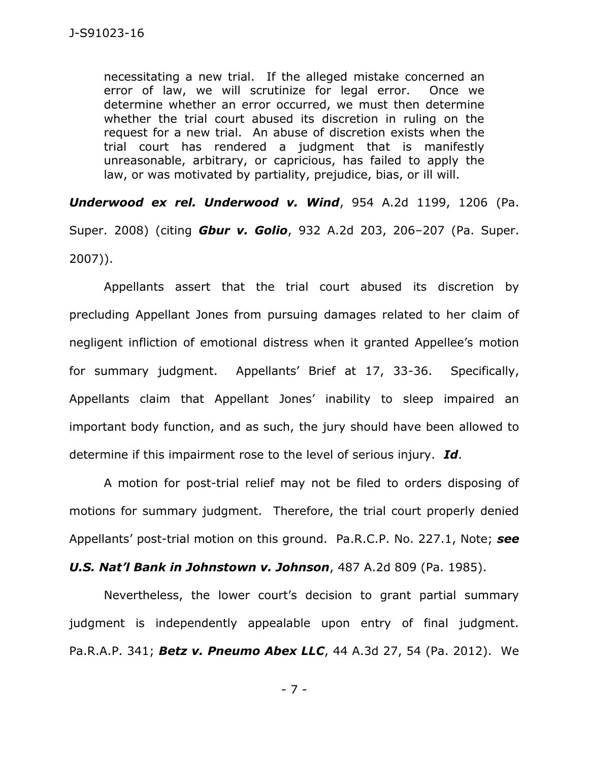> necessitating a new trial. If the alleged mistake concerned an error of law, we will scrutinize for legal error. Once we determine whether an error occurred, we must then determine whether the trial court abused its discretion in ruling on the request for a new trial. An abuse of discretion exists when the trial court has rendered a judgment that is manifestly unreasonable, arbitrary, or capricious, has failed to apply the law, or was motivated by partiality, prejudice, bias, or ill will.

***Underwood ex rel. Underwood v. Wind***, 954 A.2d 1199, 1206 (Pa. Super. 2008) (citing ***Gbur v. Golio***, 932 A.2d 203, 206–207 (Pa. Super. 2007)).

Appellants assert that the trial court abused its discretion by precluding Appellant Jones from pursuing damages related to her claim of negligent infliction of emotional distress when it granted Appellee's motion for summary judgment. Appellants' Brief at 17, 33-36. Specifically, Appellants claim that Appellant Jones' inability to sleep impaired an important body function, and as such, the jury should have been allowed to determine if this impairment rose to the level of serious injury. ***Id***.

A motion for post-trial relief may not be filed to orders disposing of motions for summary judgment. Therefore, the trial court properly denied Appellants' post-trial motion on this ground. Pa.R.C.P. No. 227.1, Note; ***see U.S. Nat'l Bank in Johnstown v. Johnson***, 487 A.2d 809 (Pa. 1985).

Nevertheless, the lower court's decision to grant partial summary judgment is independently appealable upon entry of final judgment. Pa.R.A.P. 341; ***Betz v. Pneumo Abex LLC***, 44 A.3d 27, 54 (Pa. 2012). We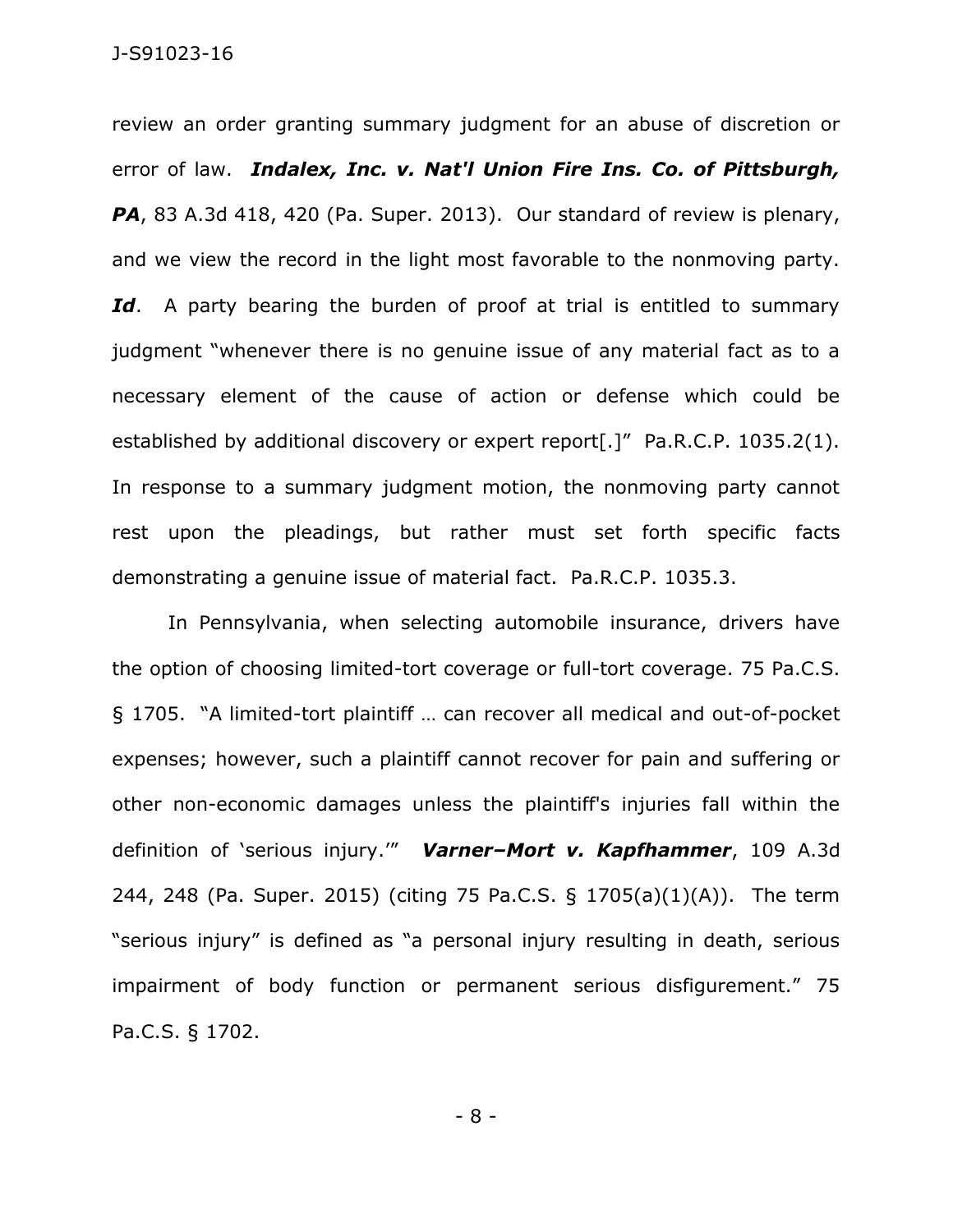review an order granting summary judgment for an abuse of discretion or error of law. ***Indalex, Inc. v. Nat'l Union Fire Ins. Co. of Pittsburgh, PA***, 83 A.3d 418, 420 (Pa. Super. 2013). Our standard of review is plenary, and we view the record in the light most favorable to the nonmoving party. ***Id***. A party bearing the burden of proof at trial is entitled to summary judgment "whenever there is no genuine issue of any material fact as to a necessary element of the cause of action or defense which could be established by additional discovery or expert report[.]" Pa.R.C.P. 1035.2(1). In response to a summary judgment motion, the nonmoving party cannot rest upon the pleadings, but rather must set forth specific facts demonstrating a genuine issue of material fact. Pa.R.C.P. 1035.3.

In Pennsylvania, when selecting automobile insurance, drivers have the option of choosing limited-tort coverage or full-tort coverage. 75 Pa.C.S. § 1705. "A limited-tort plaintiff … can recover all medical and out-of-pocket expenses; however, such a plaintiff cannot recover for pain and suffering or other non-economic damages unless the plaintiff's injuries fall within the definition of 'serious injury.'" ***Varner–Mort v. Kapfhammer***, 109 A.3d 244, 248 (Pa. Super. 2015) (citing 75 Pa.C.S. § 1705(a)(1)(A)). The term "serious injury" is defined as "a personal injury resulting in death, serious impairment of body function or permanent serious disfigurement." 75 Pa.C.S. § 1702.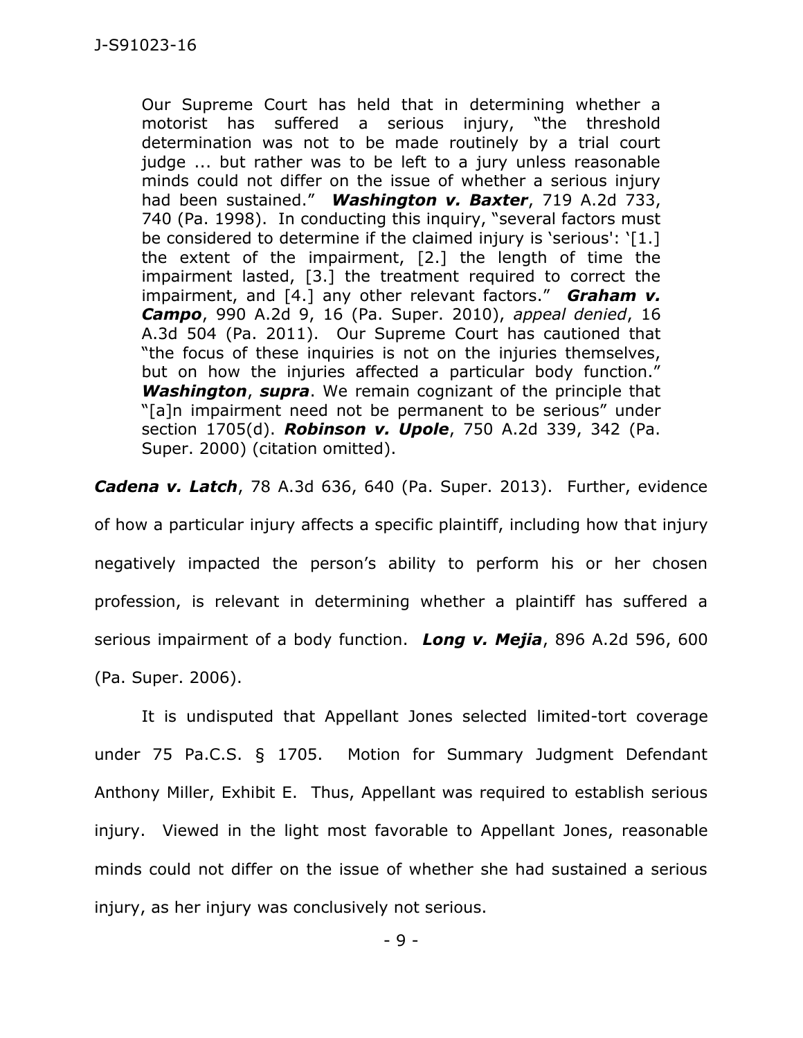> Our Supreme Court has held that in determining whether a motorist has suffered a serious injury, "the threshold determination was not to be made routinely by a trial court judge ... but rather was to be left to a jury unless reasonable minds could not differ on the issue of whether a serious injury had been sustained." ***Washington v. Baxter***, 719 A.2d 733, 740 (Pa. 1998). In conducting this inquiry, "several factors must be considered to determine if the claimed injury is 'serious': '[1.] the extent of the impairment, [2.] the length of time the impairment lasted, [3.] the treatment required to correct the impairment, and [4.] any other relevant factors." ***Graham v. Campo***, 990 A.2d 9, 16 (Pa. Super. 2010), *appeal denied*, 16 A.3d 504 (Pa. 2011). Our Supreme Court has cautioned that "the focus of these inquiries is not on the injuries themselves, but on how the injuries affected a particular body function." ***Washington***, ***supra***. We remain cognizant of the principle that "[a]n impairment need not be permanent to be serious" under section 1705(d). ***Robinson v. Upole***, 750 A.2d 339, 342 (Pa. Super. 2000) (citation omitted).

***Cadena v. Latch***, 78 A.3d 636, 640 (Pa. Super. 2013). Further, evidence of how a particular injury affects a specific plaintiff, including how that injury negatively impacted the person's ability to perform his or her chosen profession, is relevant in determining whether a plaintiff has suffered a serious impairment of a body function. ***Long v. Mejia***, 896 A.2d 596, 600 (Pa. Super. 2006).

It is undisputed that Appellant Jones selected limited-tort coverage under 75 Pa.C.S. § 1705. Motion for Summary Judgment Defendant Anthony Miller, Exhibit E. Thus, Appellant was required to establish serious injury. Viewed in the light most favorable to Appellant Jones, reasonable minds could not differ on the issue of whether she had sustained a serious injury, as her injury was conclusively not serious.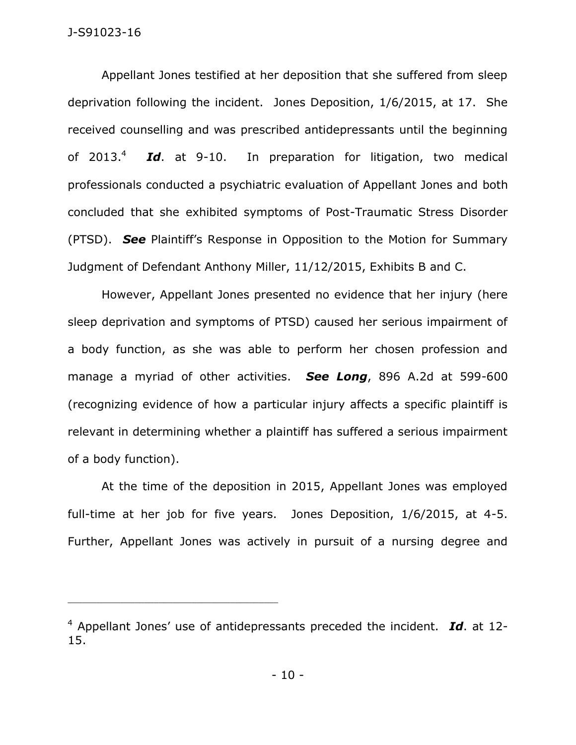Appellant Jones testified at her deposition that she suffered from sleep deprivation following the incident. Jones Deposition, 1/6/2015, at 17. She received counselling and was prescribed antidepressants until the beginning of 2013.[4] ***Id***. at 9-10. In preparation for litigation, two medical professionals conducted a psychiatric evaluation of Appellant Jones and both concluded that she exhibited symptoms of Post-Traumatic Stress Disorder (PTSD). ***See*** Plaintiff's Response in Opposition to the Motion for Summary Judgment of Defendant Anthony Miller, 11/12/2015, Exhibits B and C.

However, Appellant Jones presented no evidence that her injury (here sleep deprivation and symptoms of PTSD) caused her serious impairment of a body function, as she was able to perform her chosen profession and manage a myriad of other activities. ***See Long***, 896 A.2d at 599-600 (recognizing evidence of how a particular injury affects a specific plaintiff is relevant in determining whether a plaintiff has suffered a serious impairment of a body function).

At the time of the deposition in 2015, Appellant Jones was employed full-time at her job for five years. Jones Deposition, 1/6/2015, at 4-5. Further, Appellant Jones was actively in pursuit of a nursing degree and

---

[4] Appellant Jones' use of antidepressants preceded the incident. ***Id***. at 12-15.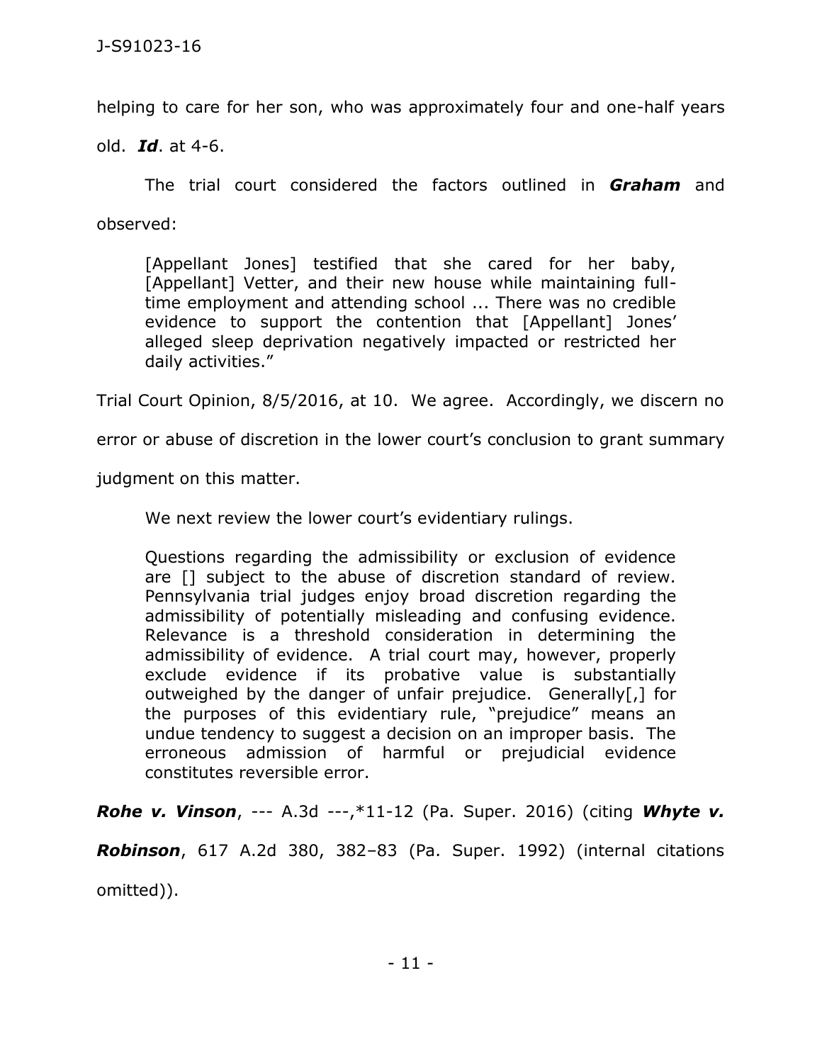helping to care for her son, who was approximately four and one-half years old. ***Id***. at 4-6.

The trial court considered the factors outlined in ***Graham*** and observed:

> [Appellant Jones] testified that she cared for her baby, [Appellant] Vetter, and their new house while maintaining full-time employment and attending school ... There was no credible evidence to support the contention that [Appellant] Jones' alleged sleep deprivation negatively impacted or restricted her daily activities."

Trial Court Opinion, 8/5/2016, at 10. We agree. Accordingly, we discern no error or abuse of discretion in the lower court's conclusion to grant summary judgment on this matter.

We next review the lower court's evidentiary rulings.

> Questions regarding the admissibility or exclusion of evidence are [] subject to the abuse of discretion standard of review. Pennsylvania trial judges enjoy broad discretion regarding the admissibility of potentially misleading and confusing evidence. Relevance is a threshold consideration in determining the admissibility of evidence. A trial court may, however, properly exclude evidence if its probative value is substantially outweighed by the danger of unfair prejudice. Generally[,] for the purposes of this evidentiary rule, "prejudice" means an undue tendency to suggest a decision on an improper basis. The erroneous admission of harmful or prejudicial evidence constitutes reversible error.

***Rohe v. Vinson***, --- A.3d ---,*11-12 (Pa. Super. 2016) (citing ***Whyte v. Robinson***, 617 A.2d 380, 382–83 (Pa. Super. 1992) (internal citations omitted)).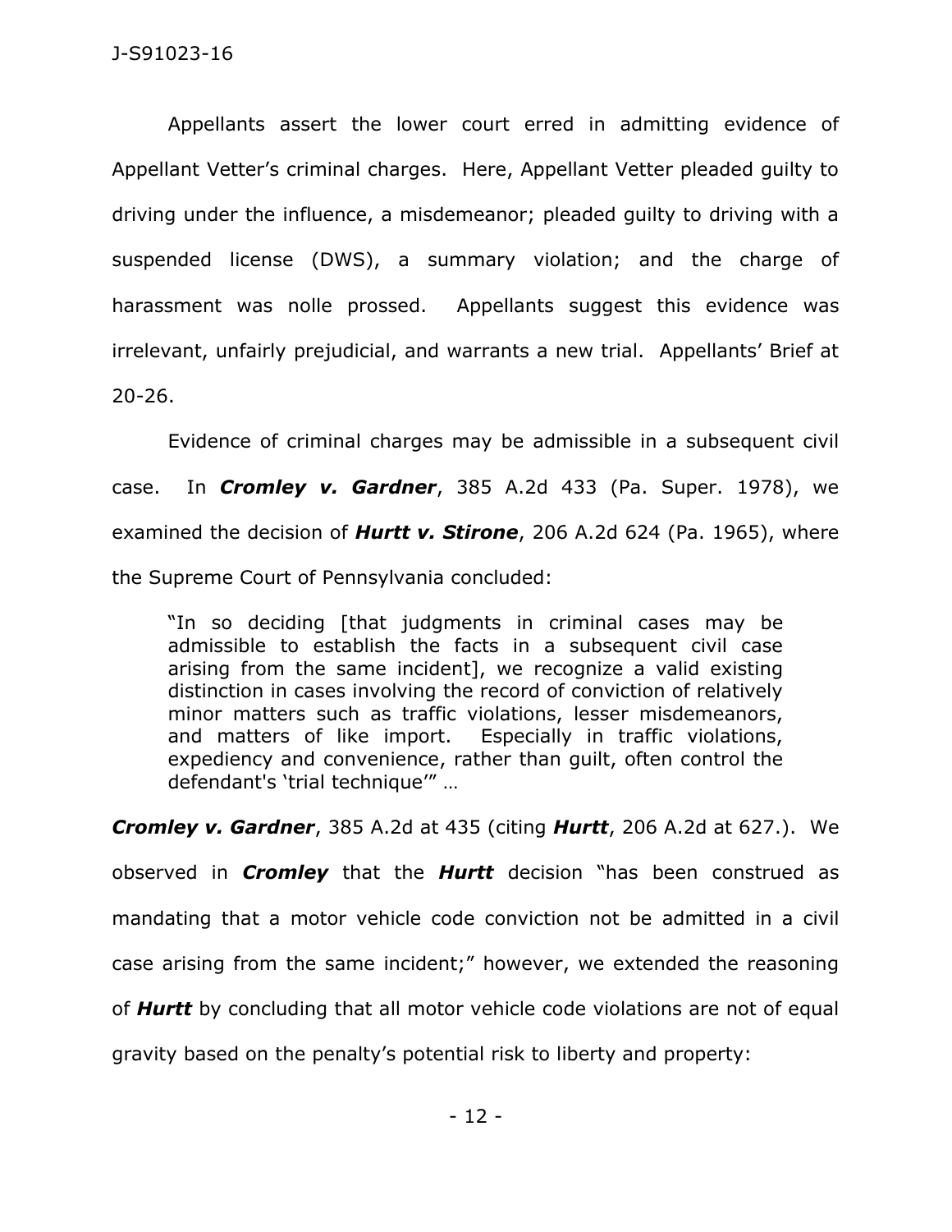Appellants assert the lower court erred in admitting evidence of Appellant Vetter's criminal charges. Here, Appellant Vetter pleaded guilty to driving under the influence, a misdemeanor; pleaded guilty to driving with a suspended license (DWS), a summary violation; and the charge of harassment was nolle prossed. Appellants suggest this evidence was irrelevant, unfairly prejudicial, and warrants a new trial. Appellants' Brief at 20-26.

Evidence of criminal charges may be admissible in a subsequent civil case. In ***Cromley v. Gardner***, 385 A.2d 433 (Pa. Super. 1978), we examined the decision of ***Hurtt v. Stirone***, 206 A.2d 624 (Pa. 1965), where the Supreme Court of Pennsylvania concluded:

> "In so deciding [that judgments in criminal cases may be admissible to establish the facts in a subsequent civil case arising from the same incident], we recognize a valid existing distinction in cases involving the record of conviction of relatively minor matters such as traffic violations, lesser misdemeanors, and matters of like import. Especially in traffic violations, expediency and convenience, rather than guilt, often control the defendant's 'trial technique'" …

***Cromley v. Gardner***, 385 A.2d at 435 (citing ***Hurtt***, 206 A.2d at 627.). We observed in ***Cromley*** that the ***Hurtt*** decision "has been construed as mandating that a motor vehicle code conviction not be admitted in a civil case arising from the same incident;" however, we extended the reasoning of ***Hurtt*** by concluding that all motor vehicle code violations are not of equal gravity based on the penalty's potential risk to liberty and property: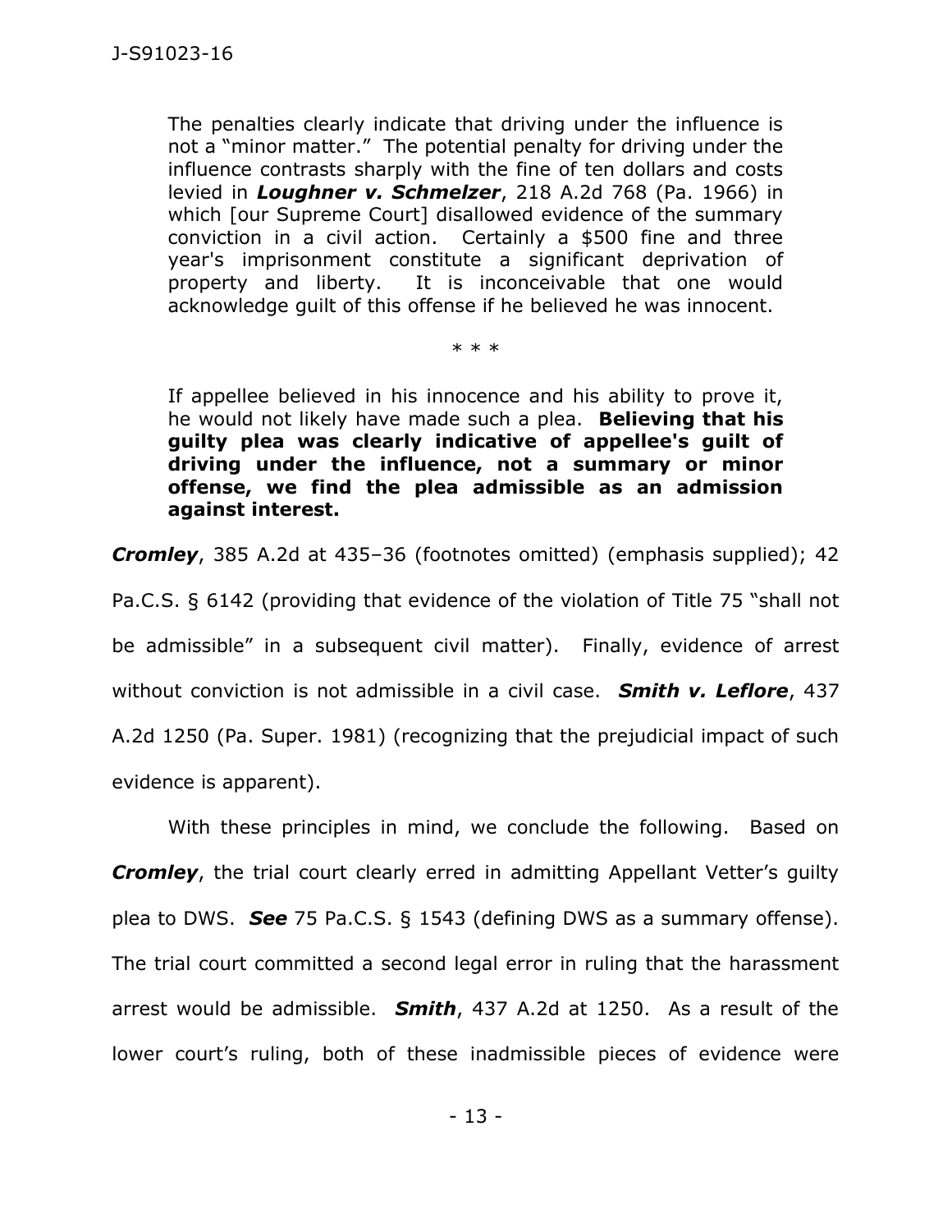> The penalties clearly indicate that driving under the influence is not a "minor matter." The potential penalty for driving under the influence contrasts sharply with the fine of ten dollars and costs levied in ***Loughner v. Schmelzer***, 218 A.2d 768 (Pa. 1966) in which [our Supreme Court] disallowed evidence of the summary conviction in a civil action. Certainly a $500 fine and three year's imprisonment constitute a significant deprivation of property and liberty. It is inconceivable that one would acknowledge guilt of this offense if he believed he was innocent.
>
> \* \* \*
>
> If appellee believed in his innocence and his ability to prove it, he would not likely have made such a plea. **Believing that his guilty plea was clearly indicative of appellee's guilt of driving under the influence, not a summary or minor offense, we find the plea admissible as an admission against interest.**

***Cromley***, 385 A.2d at 435–36 (footnotes omitted) (emphasis supplied); 42 Pa.C.S. § 6142 (providing that evidence of the violation of Title 75 "shall not be admissible" in a subsequent civil matter). Finally, evidence of arrest without conviction is not admissible in a civil case. ***Smith v. Leflore***, 437 A.2d 1250 (Pa. Super. 1981) (recognizing that the prejudicial impact of such evidence is apparent).

With these principles in mind, we conclude the following. Based on ***Cromley***, the trial court clearly erred in admitting Appellant Vetter's guilty plea to DWS. ***See*** 75 Pa.C.S. § 1543 (defining DWS as a summary offense). The trial court committed a second legal error in ruling that the harassment arrest would be admissible. ***Smith***, 437 A.2d at 1250. As a result of the lower court's ruling, both of these inadmissible pieces of evidence were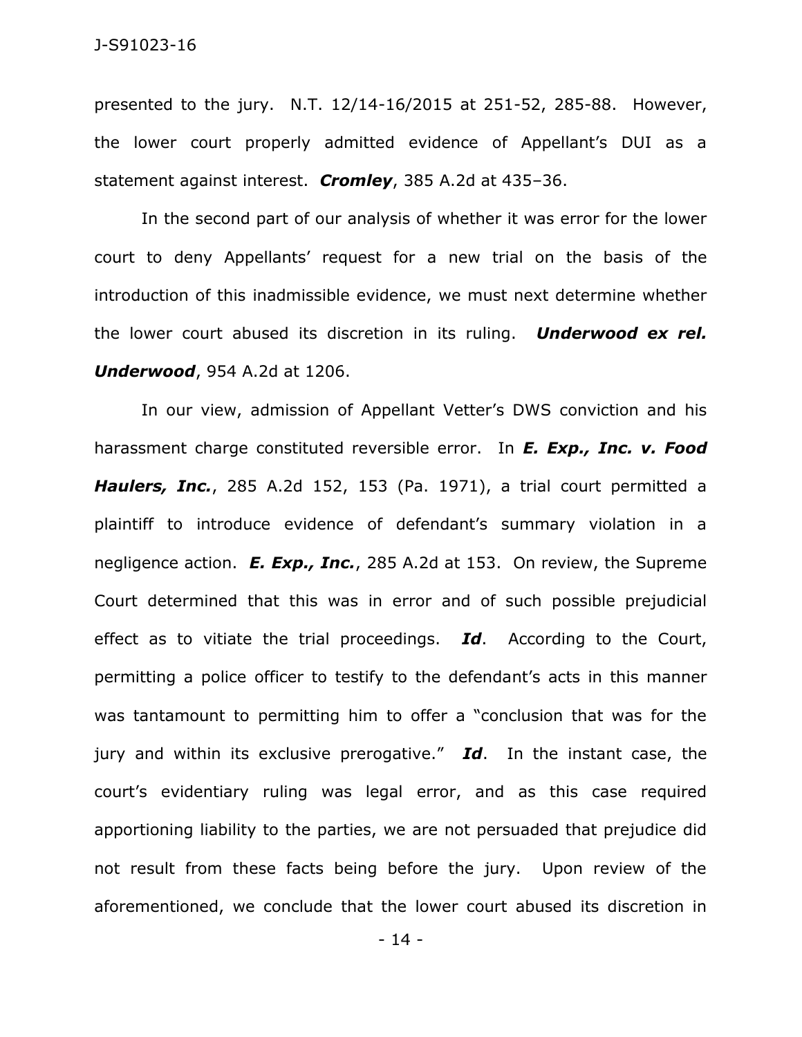presented to the jury. N.T. 12/14-16/2015 at 251-52, 285-88. However, the lower court properly admitted evidence of Appellant's DUI as a statement against interest. ***Cromley***, 385 A.2d at 435–36.

In the second part of our analysis of whether it was error for the lower court to deny Appellants' request for a new trial on the basis of the introduction of this inadmissible evidence, we must next determine whether the lower court abused its discretion in its ruling. ***Underwood ex rel. Underwood***, 954 A.2d at 1206.

In our view, admission of Appellant Vetter's DWS conviction and his harassment charge constituted reversible error. In ***E. Exp., Inc. v. Food Haulers, Inc.***, 285 A.2d 152, 153 (Pa. 1971), a trial court permitted a plaintiff to introduce evidence of defendant's summary violation in a negligence action. ***E. Exp., Inc.***, 285 A.2d at 153. On review, the Supreme Court determined that this was in error and of such possible prejudicial effect as to vitiate the trial proceedings. ***Id***. According to the Court, permitting a police officer to testify to the defendant's acts in this manner was tantamount to permitting him to offer a "conclusion that was for the jury and within its exclusive prerogative." ***Id***. In the instant case, the court's evidentiary ruling was legal error, and as this case required apportioning liability to the parties, we are not persuaded that prejudice did not result from these facts being before the jury. Upon review of the aforementioned, we conclude that the lower court abused its discretion in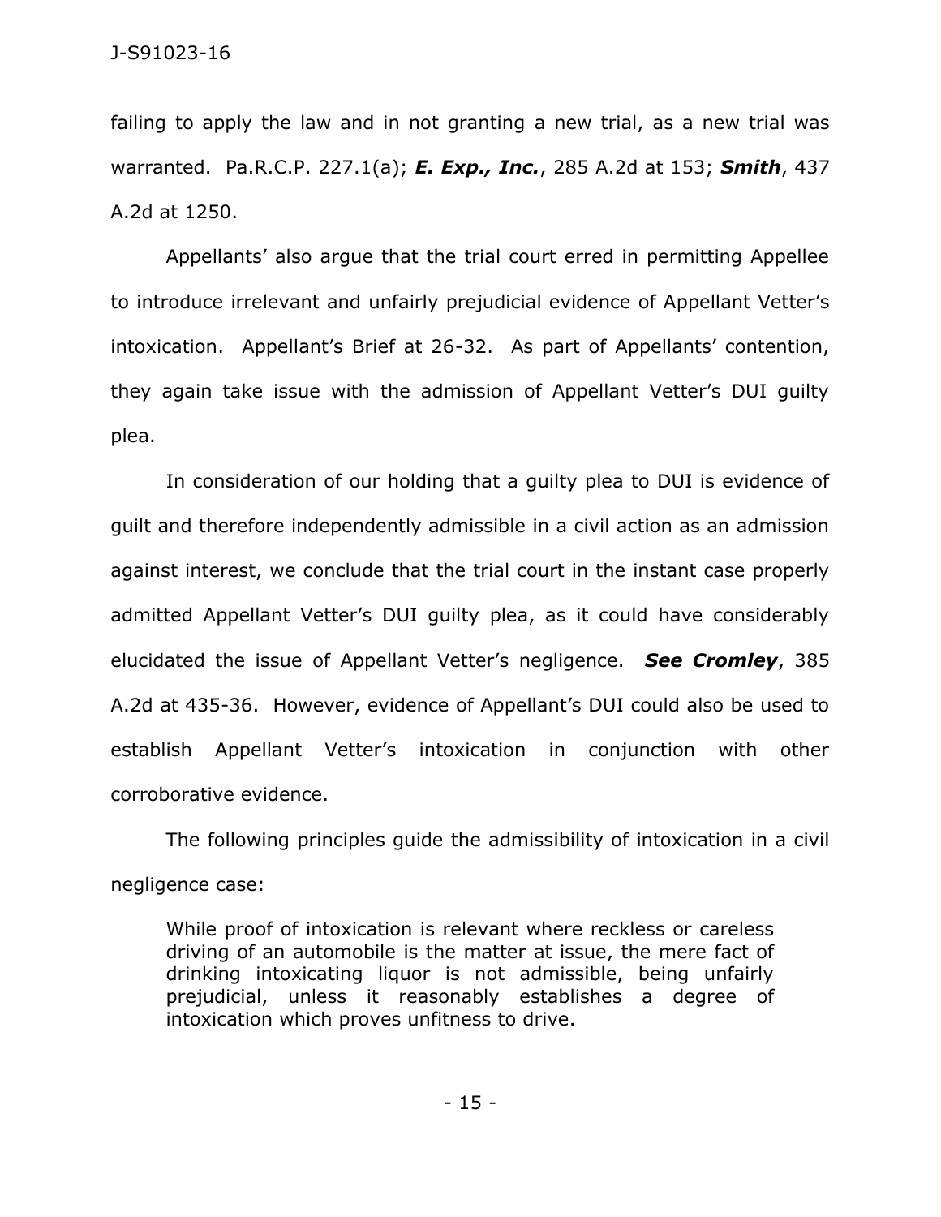failing to apply the law and in not granting a new trial, as a new trial was warranted. Pa.R.C.P. 227.1(a); ***E. Exp., Inc.***, 285 A.2d at 153; ***Smith***, 437 A.2d at 1250.

Appellants' also argue that the trial court erred in permitting Appellee to introduce irrelevant and unfairly prejudicial evidence of Appellant Vetter's intoxication. Appellant's Brief at 26-32. As part of Appellants' contention, they again take issue with the admission of Appellant Vetter's DUI guilty plea.

In consideration of our holding that a guilty plea to DUI is evidence of guilt and therefore independently admissible in a civil action as an admission against interest, we conclude that the trial court in the instant case properly admitted Appellant Vetter's DUI guilty plea, as it could have considerably elucidated the issue of Appellant Vetter's negligence. ***See Cromley***, 385 A.2d at 435-36. However, evidence of Appellant's DUI could also be used to establish Appellant Vetter's intoxication in conjunction with other corroborative evidence.

The following principles guide the admissibility of intoxication in a civil negligence case:

> While proof of intoxication is relevant where reckless or careless driving of an automobile is the matter at issue, the mere fact of drinking intoxicating liquor is not admissible, being unfairly prejudicial, unless it reasonably establishes a degree of intoxication which proves unfitness to drive.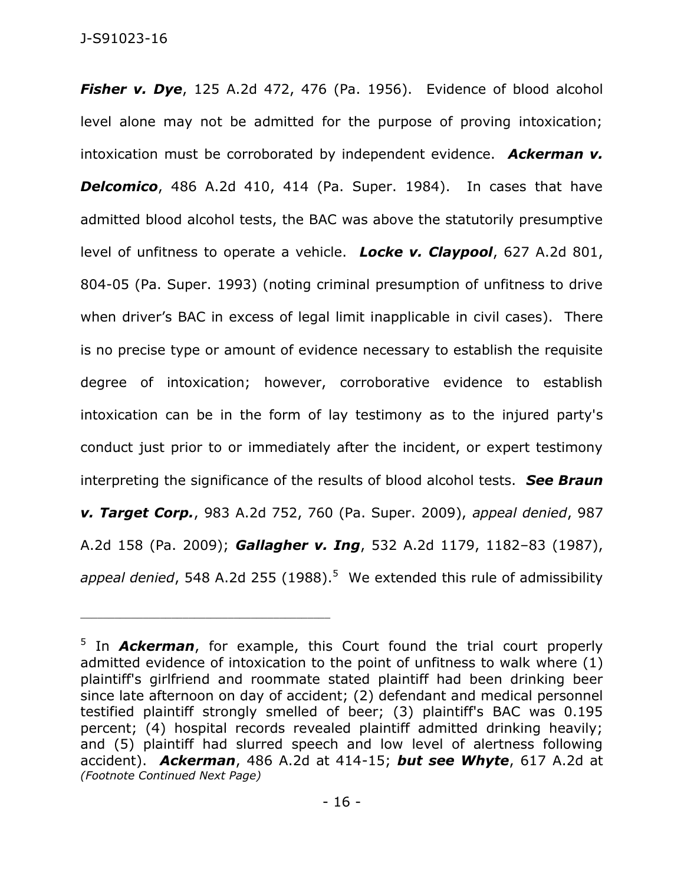***Fisher v. Dye***, 125 A.2d 472, 476 (Pa. 1956). Evidence of blood alcohol level alone may not be admitted for the purpose of proving intoxication; intoxication must be corroborated by independent evidence. ***Ackerman v. Delcomico***, 486 A.2d 410, 414 (Pa. Super. 1984). In cases that have admitted blood alcohol tests, the BAC was above the statutorily presumptive level of unfitness to operate a vehicle. ***Locke v. Claypool***, 627 A.2d 801, 804-05 (Pa. Super. 1993) (noting criminal presumption of unfitness to drive when driver's BAC in excess of legal limit inapplicable in civil cases). There is no precise type or amount of evidence necessary to establish the requisite degree of intoxication; however, corroborative evidence to establish intoxication can be in the form of lay testimony as to the injured party's conduct just prior to or immediately after the incident, or expert testimony interpreting the significance of the results of blood alcohol tests. ***See Braun v. Target Corp.***, 983 A.2d 752, 760 (Pa. Super. 2009), *appeal denied*, 987 A.2d 158 (Pa. 2009); ***Gallagher v. Ing***, 532 A.2d 1179, 1182–83 (1987), *appeal denied*, 548 A.2d 255 (1988).[5] We extended this rule of admissibility

---

[5] In ***Ackerman***, for example, this Court found the trial court properly admitted evidence of intoxication to the point of unfitness to walk where (1) plaintiff's girlfriend and roommate stated plaintiff had been drinking beer since late afternoon on day of accident; (2) defendant and medical personnel testified plaintiff strongly smelled of beer; (3) plaintiff's BAC was 0.195 percent; (4) hospital records revealed plaintiff admitted drinking heavily; and (5) plaintiff had slurred speech and low level of alertness following accident). ***Ackerman***, 486 A.2d at 414-15; ***but see Whyte***, 617 A.2d at
*(Footnote Continued Next Page)*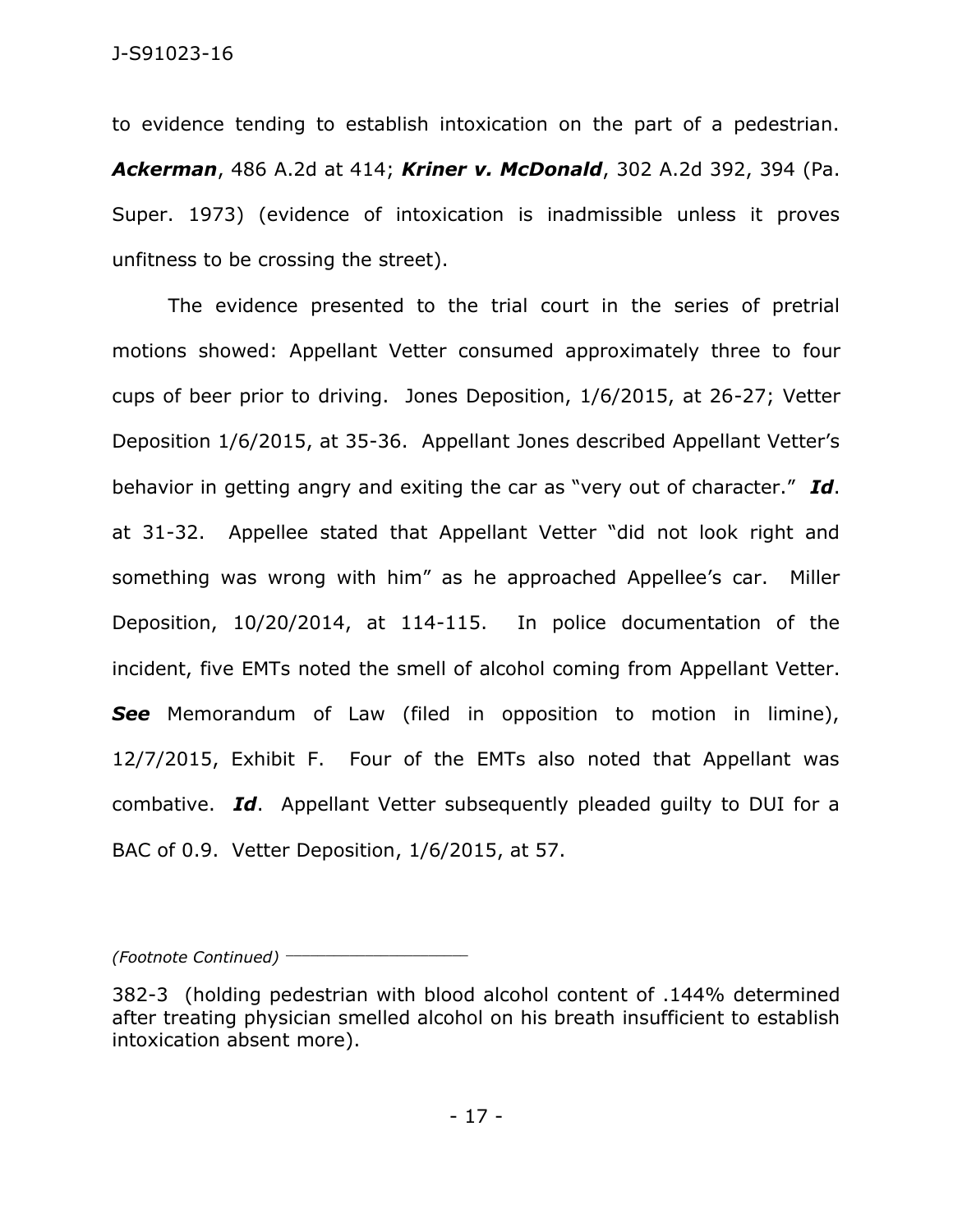to evidence tending to establish intoxication on the part of a pedestrian. ***Ackerman***, 486 A.2d at 414; ***Kriner v. McDonald***, 302 A.2d 392, 394 (Pa. Super. 1973) (evidence of intoxication is inadmissible unless it proves unfitness to be crossing the street).

The evidence presented to the trial court in the series of pretrial motions showed: Appellant Vetter consumed approximately three to four cups of beer prior to driving. Jones Deposition, 1/6/2015, at 26-27; Vetter Deposition 1/6/2015, at 35-36. Appellant Jones described Appellant Vetter's behavior in getting angry and exiting the car as "very out of character." ***Id***. at 31-32. Appellee stated that Appellant Vetter "did not look right and something was wrong with him" as he approached Appellee's car. Miller Deposition, 10/20/2014, at 114-115. In police documentation of the incident, five EMTs noted the smell of alcohol coming from Appellant Vetter. ***See*** Memorandum of Law (filed in opposition to motion in limine), 12/7/2015, Exhibit F. Four of the EMTs also noted that Appellant was combative. ***Id***. Appellant Vetter subsequently pleaded guilty to DUI for a BAC of 0.9. Vetter Deposition, 1/6/2015, at 57.

---

*(Footnote Continued)*

382-3 (holding pedestrian with blood alcohol content of .144% determined after treating physician smelled alcohol on his breath insufficient to establish intoxication absent more).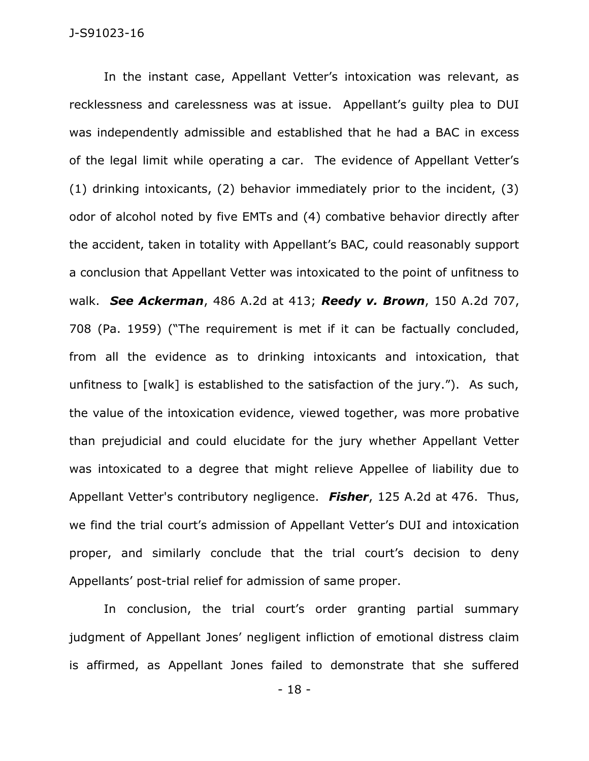In the instant case, Appellant Vetter's intoxication was relevant, as recklessness and carelessness was at issue. Appellant's guilty plea to DUI was independently admissible and established that he had a BAC in excess of the legal limit while operating a car. The evidence of Appellant Vetter's (1) drinking intoxicants, (2) behavior immediately prior to the incident, (3) odor of alcohol noted by five EMTs and (4) combative behavior directly after the accident, taken in totality with Appellant's BAC, could reasonably support a conclusion that Appellant Vetter was intoxicated to the point of unfitness to walk. ***See Ackerman***, 486 A.2d at 413; ***Reedy v. Brown***, 150 A.2d 707, 708 (Pa. 1959) ("The requirement is met if it can be factually concluded, from all the evidence as to drinking intoxicants and intoxication, that unfitness to [walk] is established to the satisfaction of the jury."). As such, the value of the intoxication evidence, viewed together, was more probative than prejudicial and could elucidate for the jury whether Appellant Vetter was intoxicated to a degree that might relieve Appellee of liability due to Appellant Vetter's contributory negligence. ***Fisher***, 125 A.2d at 476. Thus, we find the trial court's admission of Appellant Vetter's DUI and intoxication proper, and similarly conclude that the trial court's decision to deny Appellants' post-trial relief for admission of same proper.

In conclusion, the trial court's order granting partial summary judgment of Appellant Jones' negligent infliction of emotional distress claim is affirmed, as Appellant Jones failed to demonstrate that she suffered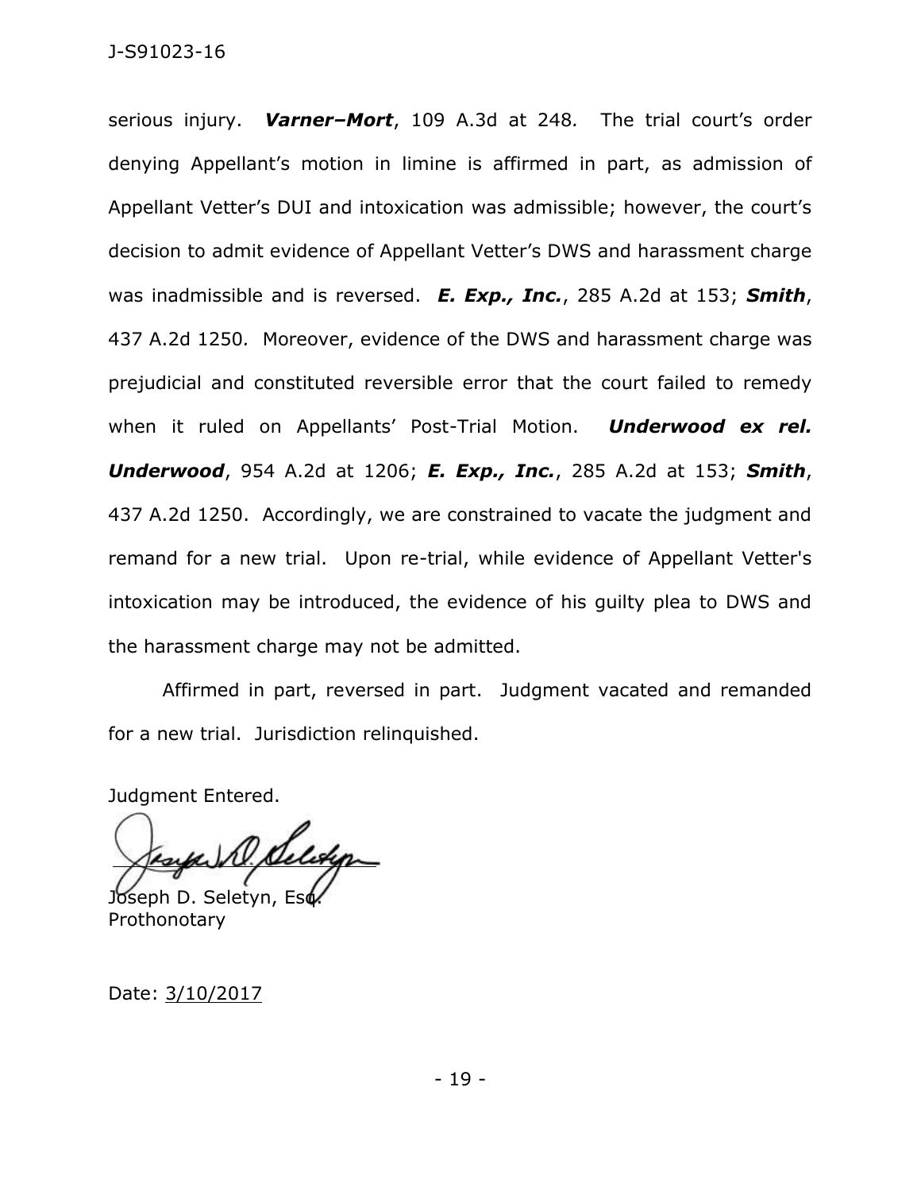serious injury. ***Varner–Mort***, 109 A.3d at 248. The trial court's order denying Appellant's motion in limine is affirmed in part, as admission of Appellant Vetter's DUI and intoxication was admissible; however, the court's decision to admit evidence of Appellant Vetter's DWS and harassment charge was inadmissible and is reversed. ***E. Exp., Inc.***, 285 A.2d at 153; ***Smith***, 437 A.2d 1250. Moreover, evidence of the DWS and harassment charge was prejudicial and constituted reversible error that the court failed to remedy when it ruled on Appellants' Post-Trial Motion. ***Underwood ex rel. Underwood***, 954 A.2d at 1206; ***E. Exp., Inc.***, 285 A.2d at 153; ***Smith***, 437 A.2d 1250. Accordingly, we are constrained to vacate the judgment and remand for a new trial. Upon re-trial, while evidence of Appellant Vetter's intoxication may be introduced, the evidence of his guilty plea to DWS and the harassment charge may not be admitted.

Affirmed in part, reversed in part. Judgment vacated and remanded for a new trial. Jurisdiction relinquished.

Judgment Entered.

Joseph D. Seletyn, Esq.
Prothonotary

Date: 3/10/2017